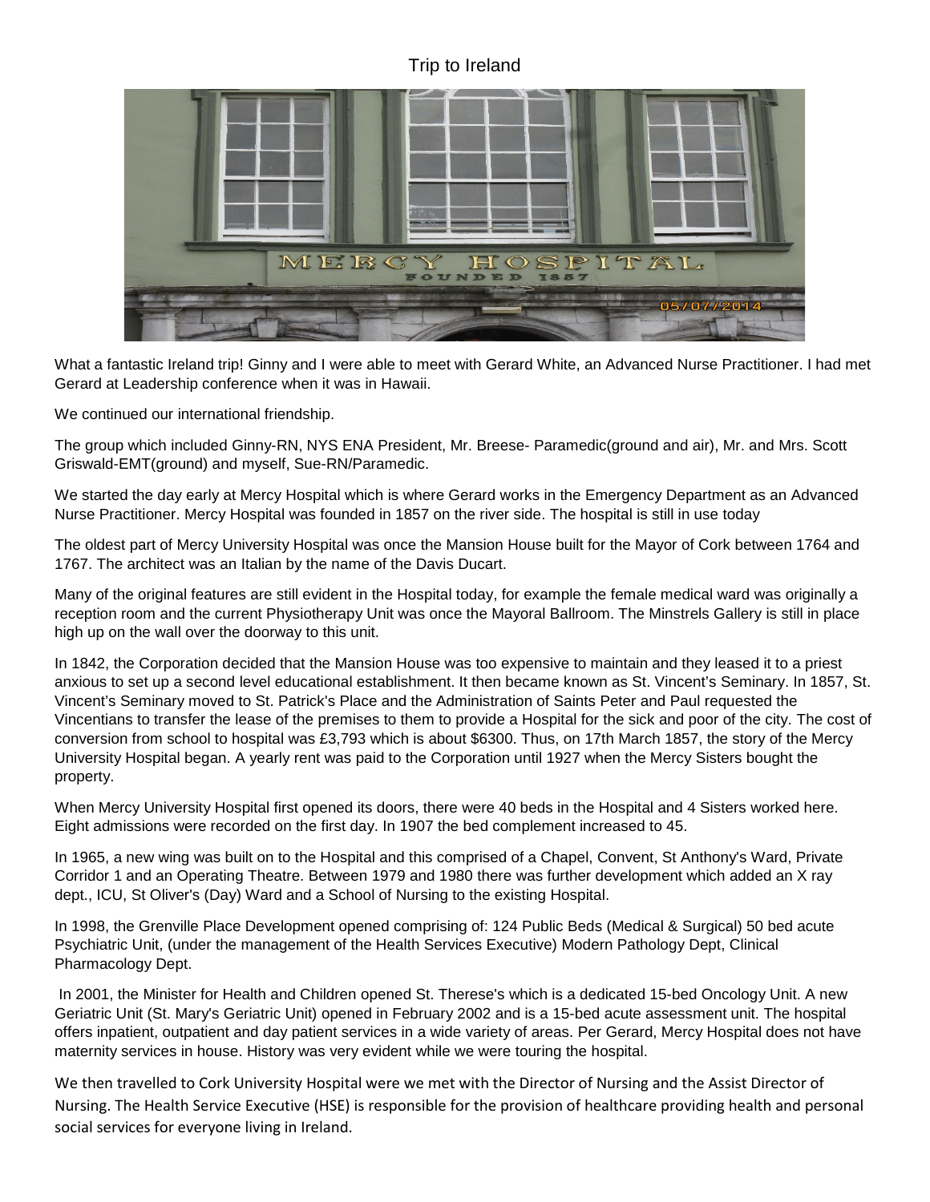# Trip to Ireland

What a fantastic Ireland trip! Ginny and I were able to meet with Gerard White, an Advanced Nurse Practitioner. I had met Gerard at Leadership conference when it was in Hawaii.

We continued our international friendship.

The group which included Ginny-RN, NYS ENA President, Mr. Breese- Paramedic(ground and air), Mr. and Mrs. Scott Griswald-EMT(ground) and myself, Sue-RN/Paramedic.

We started the day early at Mercy Hospital which is where Gerard works in the Emergency Department as an Advanced Nurse Practitioner. Mercy Hospital was founded in 1857 on the river side. The hospital is still in use today

The oldest part of Mercy University Hospital was once the Mansion House built for the Mayor of Cork between 1764 and 1767. The architect was an Italian by the name of the Davis Ducart.

Many of the original features are still evident in the Hospital today, for example the female medical ward was originally a reception room and the current Physiotherapy Unit was once the Mayoral Ballroom. The Minstrels Gallery is still in place high up on the wall over the doorway to this unit.

In 1842, the Corporation decided that the Mansion House was too expensive to maintain and they leased it to a priest anxious to set up a second level educational establishment. It then became known as St. Vincent's Seminary. In 1857, St. Vincent's Seminary moved to St. Patrick's Place and the Administration of Saints Peter and Paul requested the Vincentians to transfer the lease of the premises to them to provide a Hospital for the sick and poor of the city. The cost of conversion from school to hospital was £3,793 which is about $6300. Thus, on 17th March 1857, the story of the Mercy University Hospital began. A yearly rent was paid to the Corporation until 1927 when the Mercy Sisters bought the property.

When Mercy University Hospital first opened its doors, there were 40 beds in the Hospital and 4 Sisters worked here. Eight admissions were recorded on the first day. In 1907 the bed complement increased to 45.

In 1965, a new wing was built on to the Hospital and this comprised of a Chapel, Convent, St Anthony's Ward, Private Corridor 1 and an Operating Theatre. Between 1979 and 1980 there was further development which added an X ray dept., ICU, St Oliver's (Day) Ward and a School of Nursing to the existing Hospital.

In 1998, the Grenville Place Development opened comprising of: 124 Public Beds (Medical & Surgical) 50 bed acute Psychiatric Unit, (under the management of the Health Services Executive) Modern Pathology Dept, Clinical Pharmacology Dept.

In 2001, the Minister for Health and Children opened St. Therese's which is a dedicated 15-bed Oncology Unit. A new Geriatric Unit (St. Mary's Geriatric Unit) opened in February 2002 and is a 15-bed acute assessment unit. The hospital offers inpatient, outpatient and day patient services in a wide variety of areas. Per Gerard, Mercy Hospital does not have maternity services in house. History was very evident while we were touring the hospital.

We then travelled to Cork University Hospital were we met with the Director of Nursing and the Assist Director of Nursing. The Health Service Executive (HSE) is responsible for the provision of healthcare providing health and personal social services for everyone living in Ireland.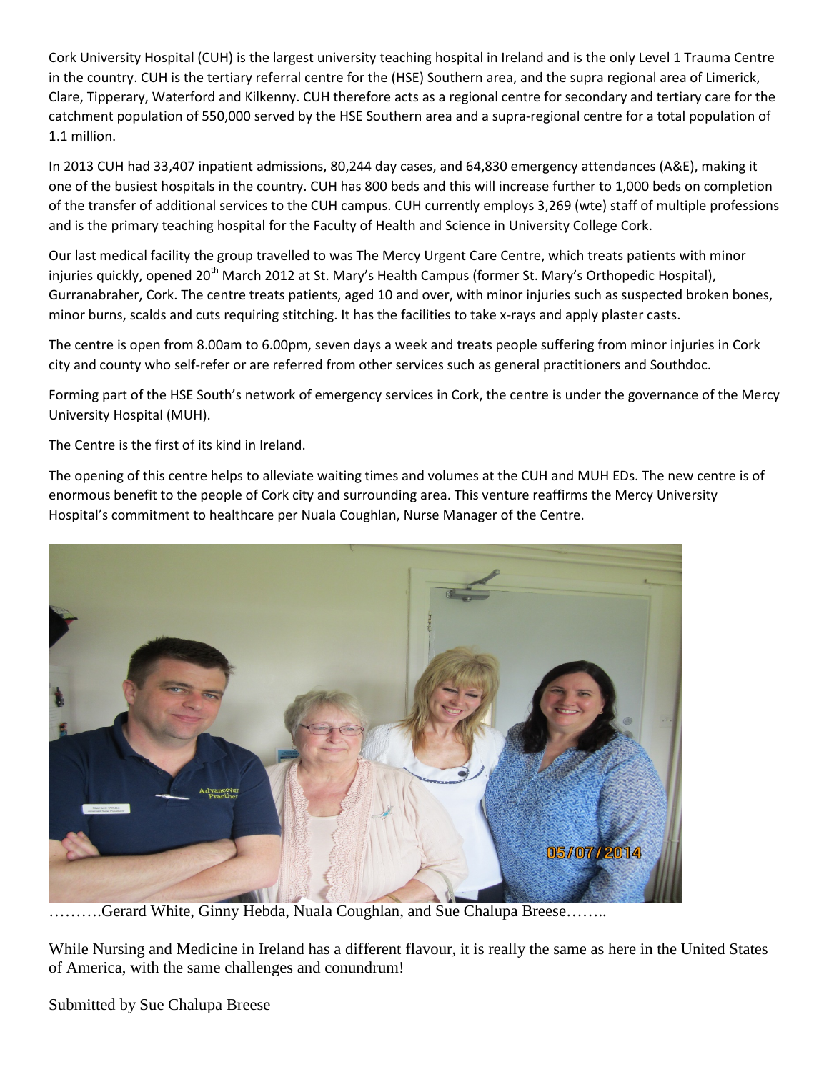Cork University Hospital (CUH) is the largest university teaching hospital in Ireland and is the only Level 1 Trauma Centre in the country. CUH is the tertiary referral centre for the (HSE) Southern area, and the supra regional area of Limerick, Clare, Tipperary, Waterford and Kilkenny. CUH therefore acts as a regional centre for secondary and tertiary care for the catchment population of 550,000 served by the HSE Southern area and a supra-regional centre for a total population of 1.1 million.

In 2013 CUH had 33,407 inpatient admissions, 80,244 day cases, and 64,830 emergency attendances (A&E), making it one of the busiest hospitals in the country. CUH has 800 beds and this will increase further to 1,000 beds on completion of the transfer of additional services to the CUH campus. CUH currently employs 3,269 (wte) staff of multiple professions and is the primary teaching hospital for the Faculty of Health and Science in University College Cork.

Our last medical facility the group travelled to was The Mercy Urgent Care Centre, which treats patients with minor injuries quickly, opened 20th March 2012 at St. Mary's Health Campus (former St. Mary's Orthopedic Hospital), Gurranabraher, Cork. The centre treats patients, aged 10 and over, with minor injuries such as suspected broken bones, minor burns, scalds and cuts requiring stitching. It has the facilities to take x-rays and apply plaster casts.

The centre is open from 8.00am to 6.00pm, seven days a week and treats people suffering from minor injuries in Cork city and county who self-refer or are referred from other services such as general practitioners and Southdoc.

Forming part of the HSE South's network of emergency services in Cork, the centre is under the governance of the Mercy University Hospital (MUH).

The Centre is the first of its kind in Ireland.

The opening of this centre helps to alleviate waiting times and volumes at the CUH and MUH EDs. The new centre is of enormous benefit to the people of Cork city and surrounding area. This venture reaffirms the Mercy University Hospital's commitment to healthcare per Nuala Coughlan, Nurse Manager of the Centre.

……….Gerard White, Ginny Hebda, Nuala Coughlan, and Sue Chalupa Breese……..

While Nursing and Medicine in Ireland has a different flavour, it is really the same as here in the United States of America, with the same challenges and conundrum!

Submitted by Sue Chalupa Breese